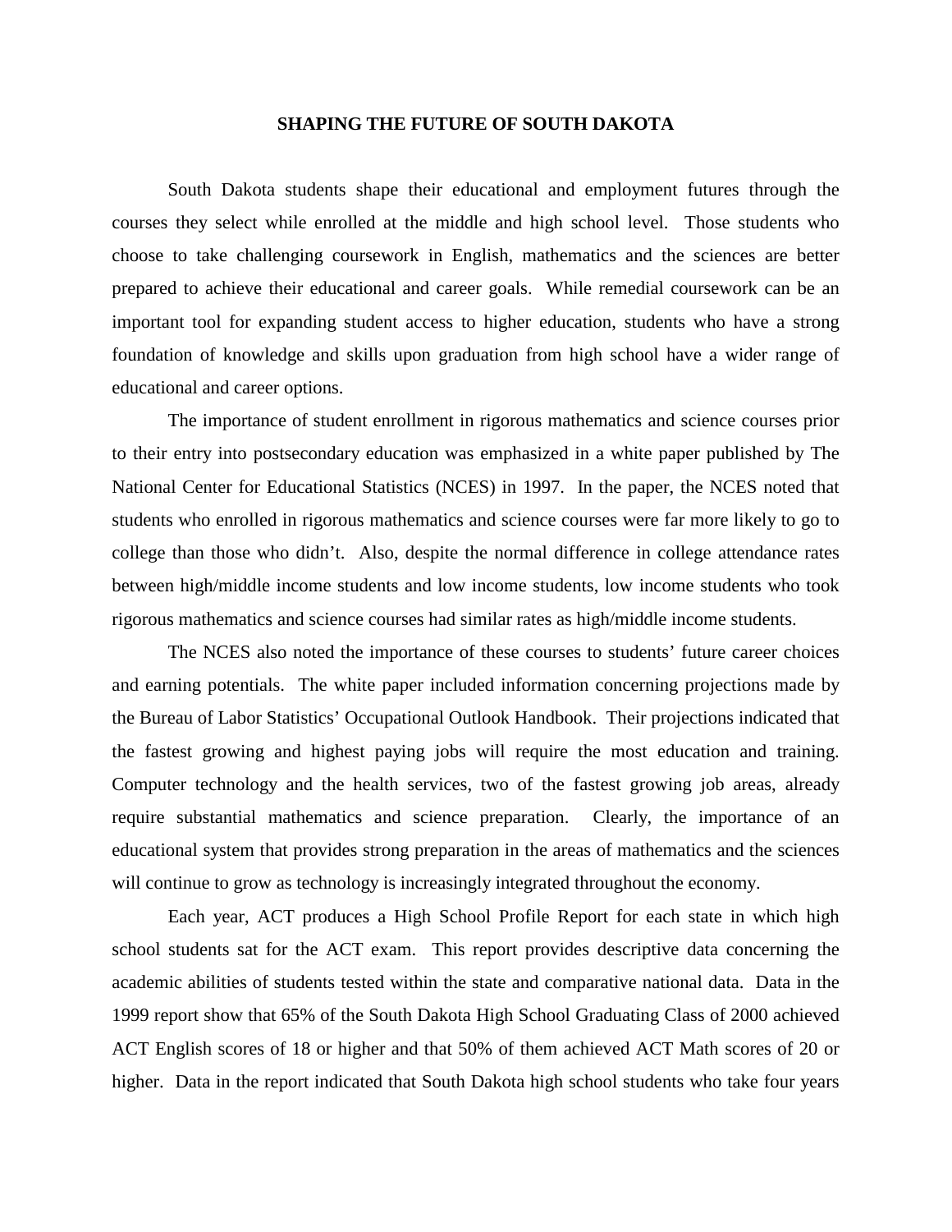# SHAPING THE FUTURE OF SOUTH DAKOTA

South Dakota students shape their educational and employment futures through the courses they select while enrolled at the middle and high school level. Those students who choose to take challenging coursework in English, mathematics and the sciences are better prepared to achieve their educational and career goals. While remedial coursework can be an important tool for expanding student access to higher education, students who have a strong foundation of knowledge and skills upon graduation from high school have a wider range of educational and career options.

The importance of student enrollment in rigorous mathematics and science courses prior to their entry into postsecondary education was emphasized in a white paper published by The National Center for Educational Statistics (NCES) in 1997. In the paper, the NCES noted that students who enrolled in rigorous mathematics and science courses were far more likely to go to college than those who didn't. Also, despite the normal difference in college attendance rates between high/middle income students and low income students, low income students who took rigorous mathematics and science courses had similar rates as high/middle income students.

The NCES also noted the importance of these courses to students' future career choices and earning potentials. The white paper included information concerning projections made by the Bureau of Labor Statistics' Occupational Outlook Handbook. Their projections indicated that the fastest growing and highest paying jobs will require the most education and training. Computer technology and the health services, two of the fastest growing job areas, already require substantial mathematics and science preparation. Clearly, the importance of an educational system that provides strong preparation in the areas of mathematics and the sciences will continue to grow as technology is increasingly integrated throughout the economy.

Each year, ACT produces a High School Profile Report for each state in which high school students sat for the ACT exam. This report provides descriptive data concerning the academic abilities of students tested within the state and comparative national data. Data in the 1999 report show that 65% of the South Dakota High School Graduating Class of 2000 achieved ACT English scores of 18 or higher and that 50% of them achieved ACT Math scores of 20 or higher. Data in the report indicated that South Dakota high school students who take four years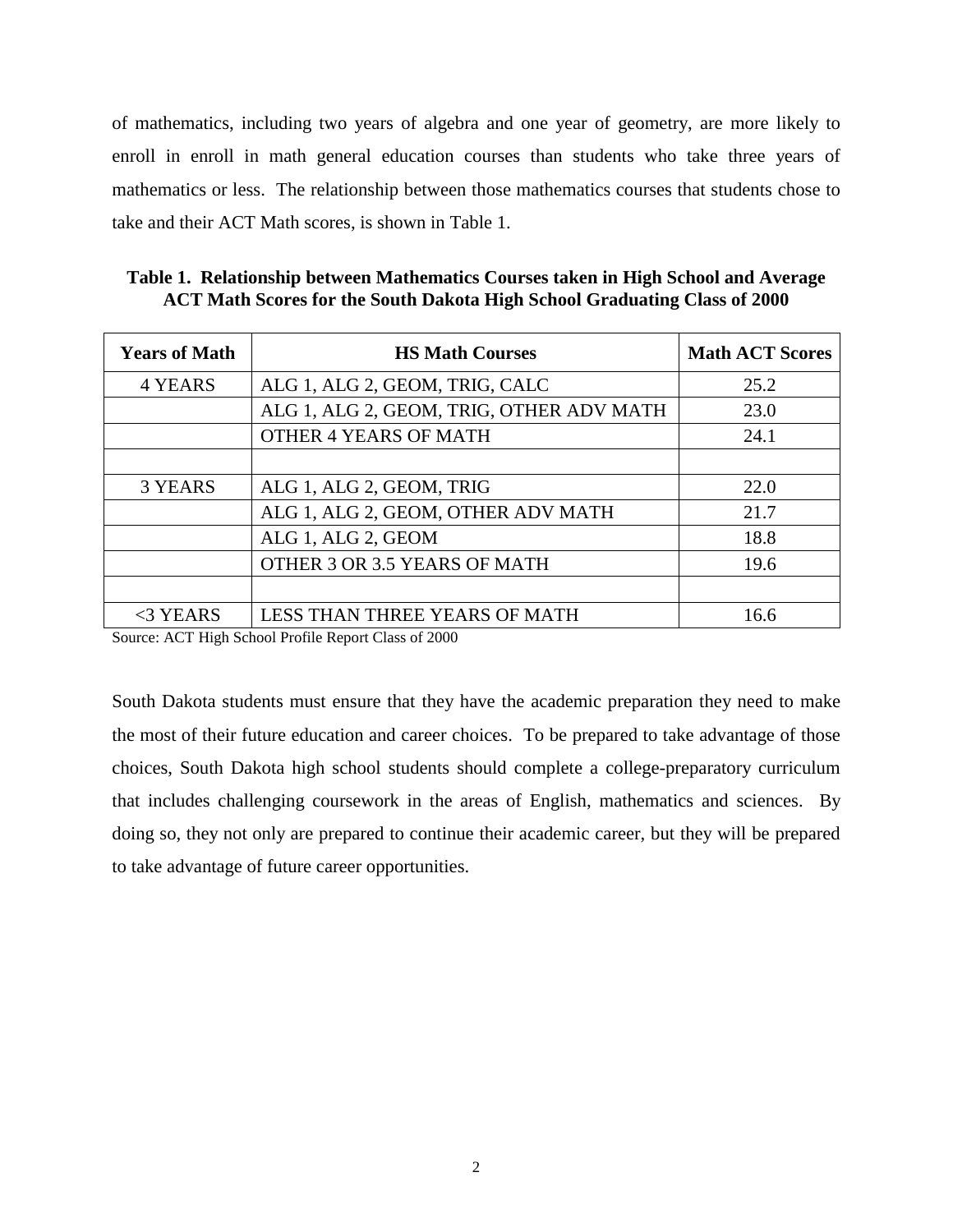of mathematics, including two years of algebra and one year of geometry, are more likely to enroll in enroll in math general education courses than students who take three years of mathematics or less. The relationship between those mathematics courses that students chose to take and their ACT Math scores, is shown in Table 1.

**Table 1. Relationship between Mathematics Courses taken in High School and Average ACT Math Scores for the South Dakota High School Graduating Class of 2000**

| Years of Math | HS Math Courses | Math ACT Scores |
|---|---|---|
| 4 YEARS | ALG 1, ALG 2, GEOM, TRIG, CALC | 25.2 |
| | ALG 1, ALG 2, GEOM, TRIG, OTHER ADV MATH | 23.0 |
| | OTHER 4 YEARS OF MATH | 24.1 |
| | | |
| 3 YEARS | ALG 1, ALG 2, GEOM, TRIG | 22.0 |
| | ALG 1, ALG 2, GEOM, OTHER ADV MATH | 21.7 |
| | ALG 1, ALG 2, GEOM | 18.8 |
| | OTHER 3 OR 3.5 YEARS OF MATH | 19.6 |
| | | |
| <3 YEARS | LESS THAN THREE YEARS OF MATH | 16.6 |

Source: ACT High School Profile Report Class of 2000

South Dakota students must ensure that they have the academic preparation they need to make the most of their future education and career choices. To be prepared to take advantage of those choices, South Dakota high school students should complete a college-preparatory curriculum that includes challenging coursework in the areas of English, mathematics and sciences. By doing so, they not only are prepared to continue their academic career, but they will be prepared to take advantage of future career opportunities.